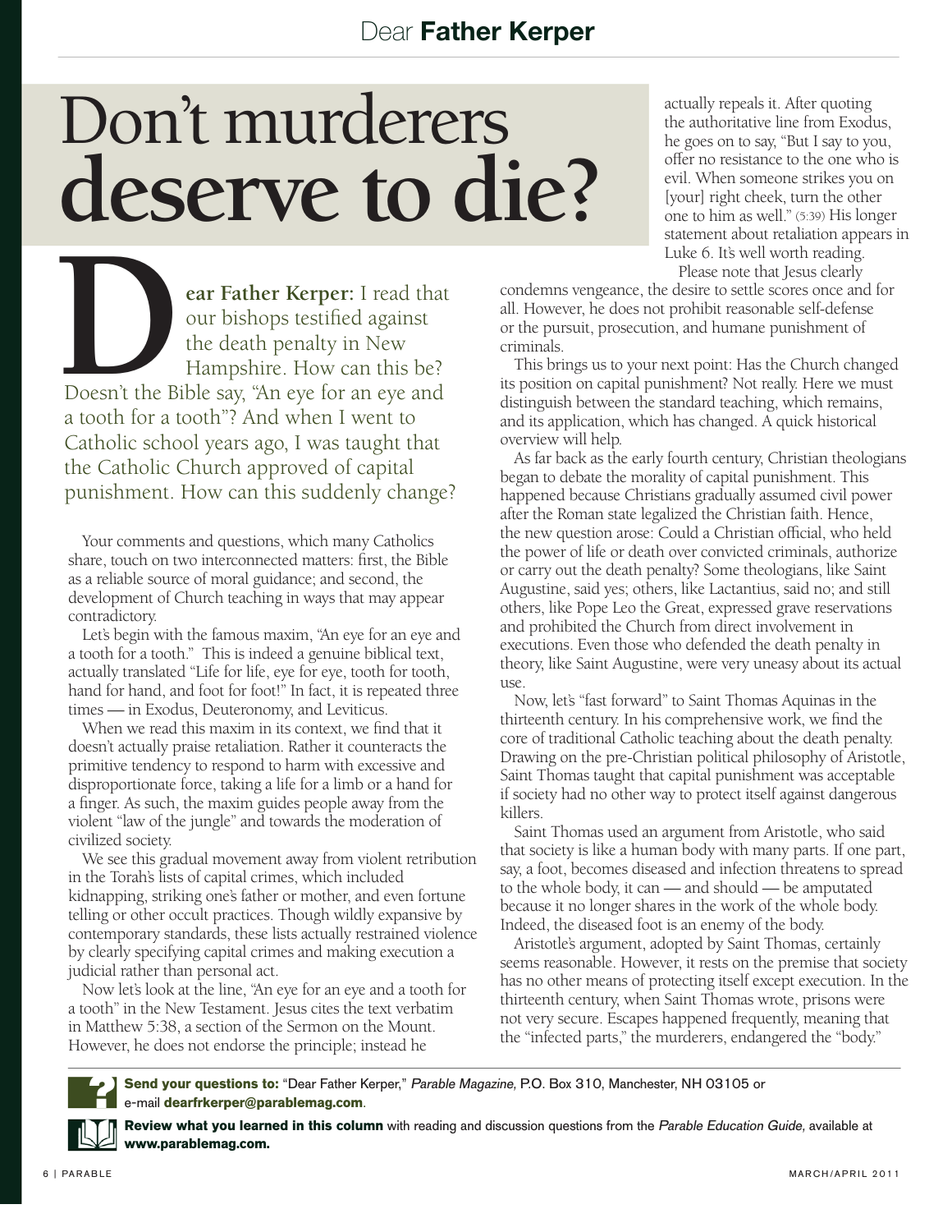# Don't murderers deserve to die?

**Dear Father Kerper:** I read that our bishops testified against the death penalty in New Hampshire. How can this be? Doesn't the Bible say, "An eye for an eye and a tooth for a tooth"? And when I went to Catholic school years ago, I was taught that the Catholic Church approved of capital punishment. How can this suddenly change?

Your comments and questions, which many Catholics share, touch on two interconnected matters: first, the Bible as a reliable source of moral guidance; and second, the development of Church teaching in ways that may appear contradictory.

Let's begin with the famous maxim, "An eye for an eye and a tooth for a tooth." This is indeed a genuine biblical text, actually translated "Life for life, eye for eye, tooth for tooth, hand for hand, and foot for foot!" In fact, it is repeated three times — in Exodus, Deuteronomy, and Leviticus.

When we read this maxim in its context, we find that it doesn't actually praise retaliation. Rather it counteracts the primitive tendency to respond to harm with excessive and disproportionate force, taking a life for a limb or a hand for a finger. As such, the maxim guides people away from the violent "law of the jungle" and towards the moderation of civilized society.

We see this gradual movement away from violent retribution in the Torah's lists of capital crimes, which included kidnapping, striking one's father or mother, and even fortune telling or other occult practices. Though wildly expansive by contemporary standards, these lists actually restrained violence by clearly specifying capital crimes and making execution a judicial rather than personal act.

Now let's look at the line, "An eye for an eye and a tooth for a tooth" in the New Testament. Jesus cites the text verbatim in Matthew 5:38, a section of the Sermon on the Mount. However, he does not endorse the principle; instead he actually repeals it. After quoting the authoritative line from Exodus, he goes on to say, "But I say to you, offer no resistance to the one who is evil. When someone strikes you on [your] right cheek, turn the other one to him as well." (5:39) His longer statement about retaliation appears in Luke 6. It's well worth reading.

Please note that Jesus clearly condemns vengeance, the desire to settle scores once and for all. However, he does not prohibit reasonable self-defense or the pursuit, prosecution, and humane punishment of criminals.

This brings us to your next point: Has the Church changed its position on capital punishment? Not really. Here we must distinguish between the standard teaching, which remains, and its application, which has changed. A quick historical overview will help.

As far back as the early fourth century, Christian theologians began to debate the morality of capital punishment. This happened because Christians gradually assumed civil power after the Roman state legalized the Christian faith. Hence, the new question arose: Could a Christian official, who held the power of life or death over convicted criminals, authorize or carry out the death penalty? Some theologians, like Saint Augustine, said yes; others, like Lactantius, said no; and still others, like Pope Leo the Great, expressed grave reservations and prohibited the Church from direct involvement in executions. Even those who defended the death penalty in theory, like Saint Augustine, were very uneasy about its actual use.

Now, let's "fast forward" to Saint Thomas Aquinas in the thirteenth century. In his comprehensive work, we find the core of traditional Catholic teaching about the death penalty. Drawing on the pre-Christian political philosophy of Aristotle, Saint Thomas taught that capital punishment was acceptable if society had no other way to protect itself against dangerous killers.

Saint Thomas used an argument from Aristotle, who said that society is like a human body with many parts. If one part, say, a foot, becomes diseased and infection threatens to spread to the whole body, it can — and should — be amputated because it no longer shares in the work of the whole body. Indeed, the diseased foot is an enemy of the body.

Aristotle's argument, adopted by Saint Thomas, certainly seems reasonable. However, it rests on the premise that society has no other means of protecting itself except execution. In the thirteenth century, when Saint Thomas wrote, prisons were not very secure. Escapes happened frequently, meaning that the "infected parts," the murderers, endangered the "body."

---

**Send your questions to:** "Dear Father Kerper," *Parable Magazine,* P.O. Box 310, Manchester, NH 03105 or e-mail **dearfrkerper@parablemag.com**.

**Review what you learned in this column** with reading and discussion questions from the *Parable Education Guide,* available at **www.parablemag.com.**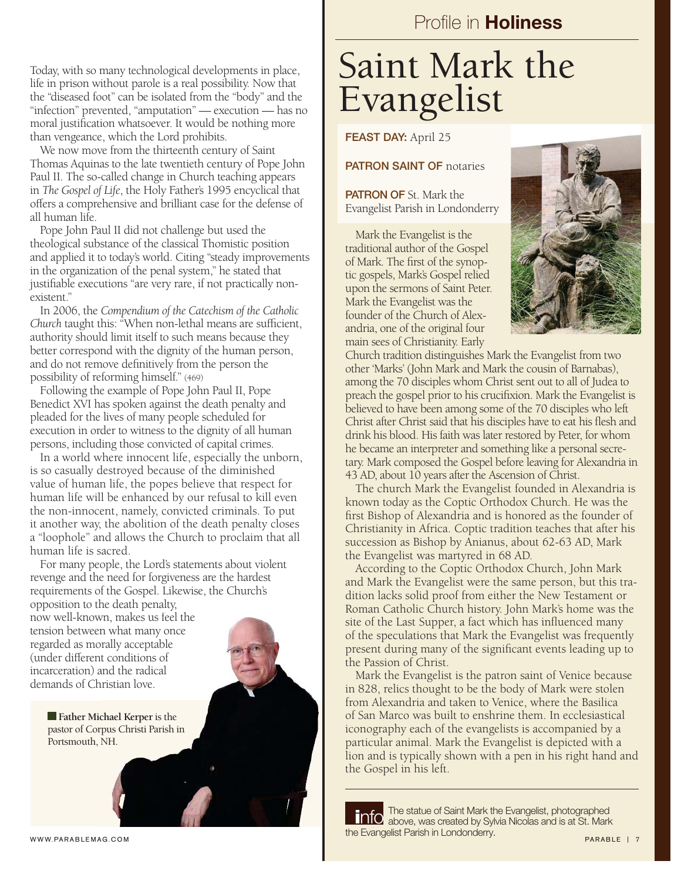Today, with so many technological developments in place, life in prison without parole is a real possibility. Now that the "diseased foot" can be isolated from the "body" and the "infection" prevented, "amputation" — execution — has no moral justification whatsoever. It would be nothing more than vengeance, which the Lord prohibits.

We now move from the thirteenth century of Saint Thomas Aquinas to the late twentieth century of Pope John Paul II. The so-called change in Church teaching appears in *The Gospel of Life*, the Holy Father's 1995 encyclical that offers a comprehensive and brilliant case for the defense of all human life.

Pope John Paul II did not challenge but used the theological substance of the classical Thomistic position and applied it to today's world. Citing "steady improvements in the organization of the penal system," he stated that justifiable executions "are very rare, if not practically non-existent."

In 2006, the *Compendium of the Catechism of the Catholic Church* taught this: "When non-lethal means are sufficient, authority should limit itself to such means because they better correspond with the dignity of the human person, and do not remove definitively from the person the possibility of reforming himself." (469)

Following the example of Pope John Paul II, Pope Benedict XVI has spoken against the death penalty and pleaded for the lives of many people scheduled for execution in order to witness to the dignity of all human persons, including those convicted of capital crimes.

In a world where innocent life, especially the unborn, is so casually destroyed because of the diminished value of human life, the popes believe that respect for human life will be enhanced by our refusal to kill even the non-innocent, namely, convicted criminals. To put it another way, the abolition of the death penalty closes a "loophole" and allows the Church to proclaim that all human life is sacred.

For many people, the Lord's statements about violent revenge and the need for forgiveness are the hardest requirements of the Gospel. Likewise, the Church's opposition to the death penalty, now well-known, makes us feel the tension between what many once regarded as morally acceptable (under different conditions of incarceration) and the radical demands of Christian love.

**Father Michael Kerper** is the pastor of Corpus Christi Parish in Portsmouth, NH.

Profile in **Holiness**

# Saint Mark the Evangelist

**FEAST DAY:** April 25

**PATRON SAINT OF** notaries

**PATRON OF** St. Mark the Evangelist Parish in Londonderry

Mark the Evangelist is the traditional author of the Gospel of Mark. The first of the synoptic gospels, Mark's Gospel relied upon the sermons of Saint Peter. Mark the Evangelist was the founder of the Church of Alexandria, one of the original four main sees of Christianity. Early Church tradition distinguishes Mark the Evangelist from two other 'Marks' (John Mark and Mark the cousin of Barnabas), among the 70 disciples whom Christ sent out to all of Judea to preach the gospel prior to his crucifixion. Mark the Evangelist is believed to have been among some of the 70 disciples who left Christ after Christ said that his disciples have to eat his flesh and drink his blood. His faith was later restored by Peter, for whom he became an interpreter and something like a personal secretary. Mark composed the Gospel before leaving for Alexandria in 43 AD, about 10 years after the Ascension of Christ.

The church Mark the Evangelist founded in Alexandria is known today as the Coptic Orthodox Church. He was the first Bishop of Alexandria and is honored as the founder of Christianity in Africa. Coptic tradition teaches that after his succession as Bishop by Anianus, about 62-63 AD, Mark the Evangelist was martyred in 68 AD.

According to the Coptic Orthodox Church, John Mark and Mark the Evangelist were the same person, but this tradition lacks solid proof from either the New Testament or Roman Catholic Church history. John Mark's home was the site of the Last Supper, a fact which has influenced many of the speculations that Mark the Evangelist was frequently present during many of the significant events leading up to the Passion of Christ.

Mark the Evangelist is the patron saint of Venice because in 828, relics thought to be the body of Mark were stolen from Alexandria and taken to Venice, where the Basilica of San Marco was built to enshrine them. In ecclesiastical iconography each of the evangelists is accompanied by a particular animal. Mark the Evangelist is depicted with a lion and is typically shown with a pen in his right hand and the Gospel in his left.

**info** The statue of Saint Mark the Evangelist, photographed above, was created by Sylvia Nicolas and is at St. Mark the Evangelist Parish in Londonderry.